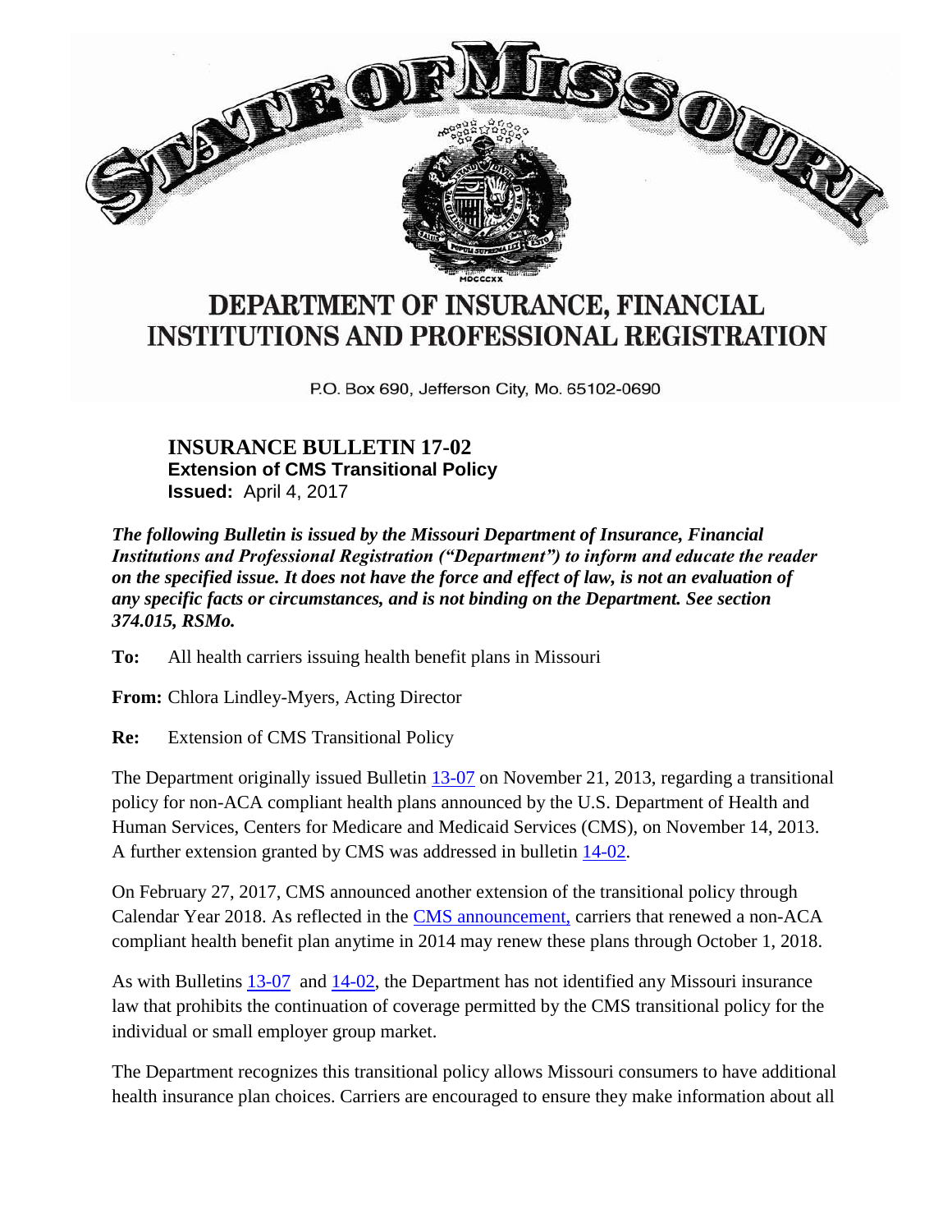# STATE OF MISSOURI

## DEPARTMENT OF INSURANCE, FINANCIAL INSTITUTIONS AND PROFESSIONAL REGISTRATION

P.O. Box 690, Jefferson City, Mo. 65102-0690

### INSURANCE BULLETIN 17-02

**Extension of CMS Transitional Policy**

**Issued:** April 4, 2017

***The following Bulletin is issued by the Missouri Department of Insurance, Financial Institutions and Professional Registration ("Department") to inform and educate the reader on the specified issue. It does not have the force and effect of law, is not an evaluation of any specific facts or circumstances, and is not binding on the Department. See section 374.015, RSMo.***

**To:** All health carriers issuing health benefit plans in Missouri

**From:** Chlora Lindley-Myers, Acting Director

**Re:** Extension of CMS Transitional Policy

The Department originally issued Bulletin 13-07 on November 21, 2013, regarding a transitional policy for non-ACA compliant health plans announced by the U.S. Department of Health and Human Services, Centers for Medicare and Medicaid Services (CMS), on November 14, 2013. A further extension granted by CMS was addressed in bulletin 14-02.

On February 27, 2017, CMS announced another extension of the transitional policy through Calendar Year 2018. As reflected in the CMS announcement, carriers that renewed a non-ACA compliant health benefit plan anytime in 2014 may renew these plans through October 1, 2018.

As with Bulletins 13-07 and 14-02, the Department has not identified any Missouri insurance law that prohibits the continuation of coverage permitted by the CMS transitional policy for the individual or small employer group market.

The Department recognizes this transitional policy allows Missouri consumers to have additional health insurance plan choices. Carriers are encouraged to ensure they make information about all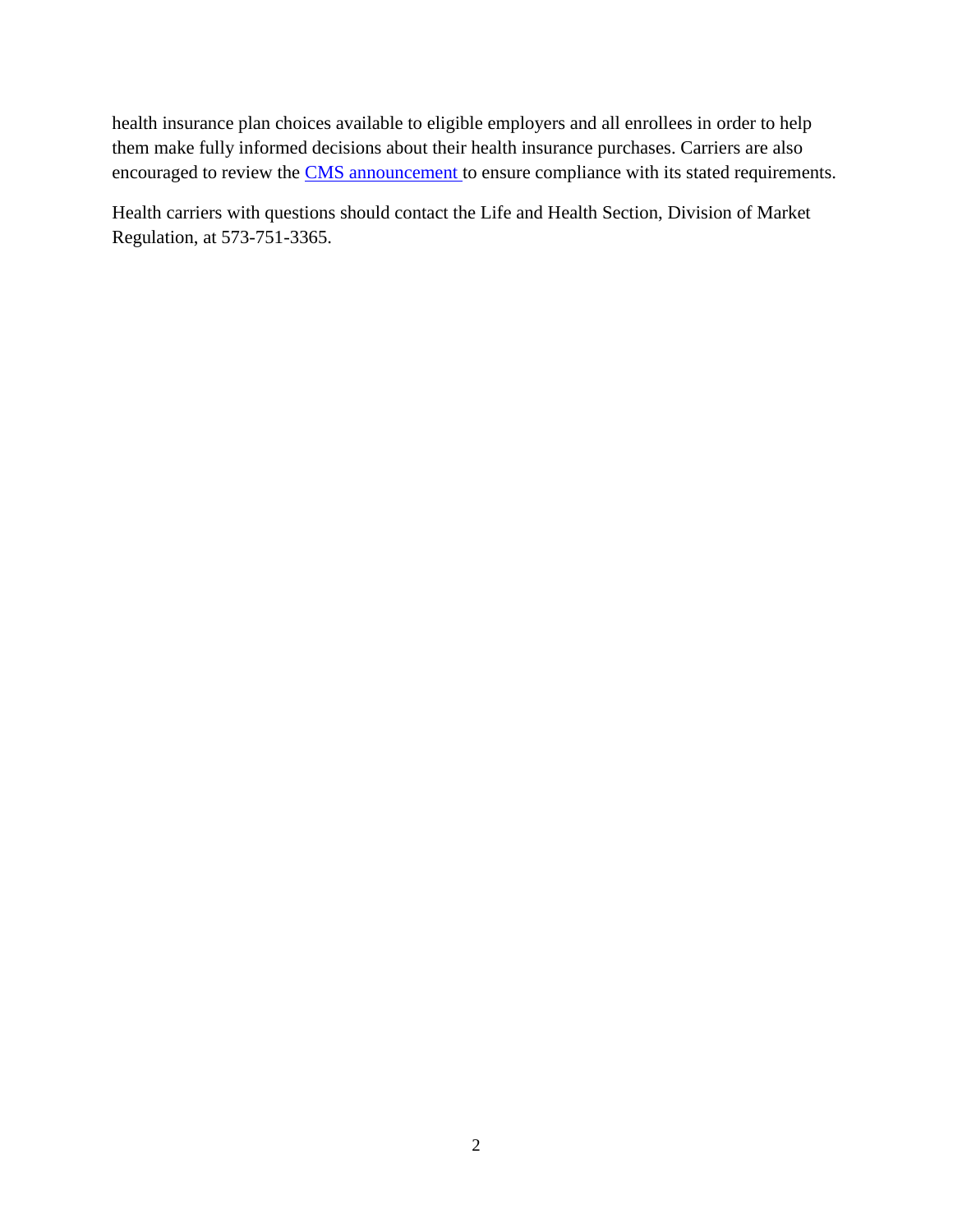health insurance plan choices available to eligible employers and all enrollees in order to help them make fully informed decisions about their health insurance purchases. Carriers are also encouraged to review the CMS announcement to ensure compliance with its stated requirements.

Health carriers with questions should contact the Life and Health Section, Division of Market Regulation, at 573-751-3365.